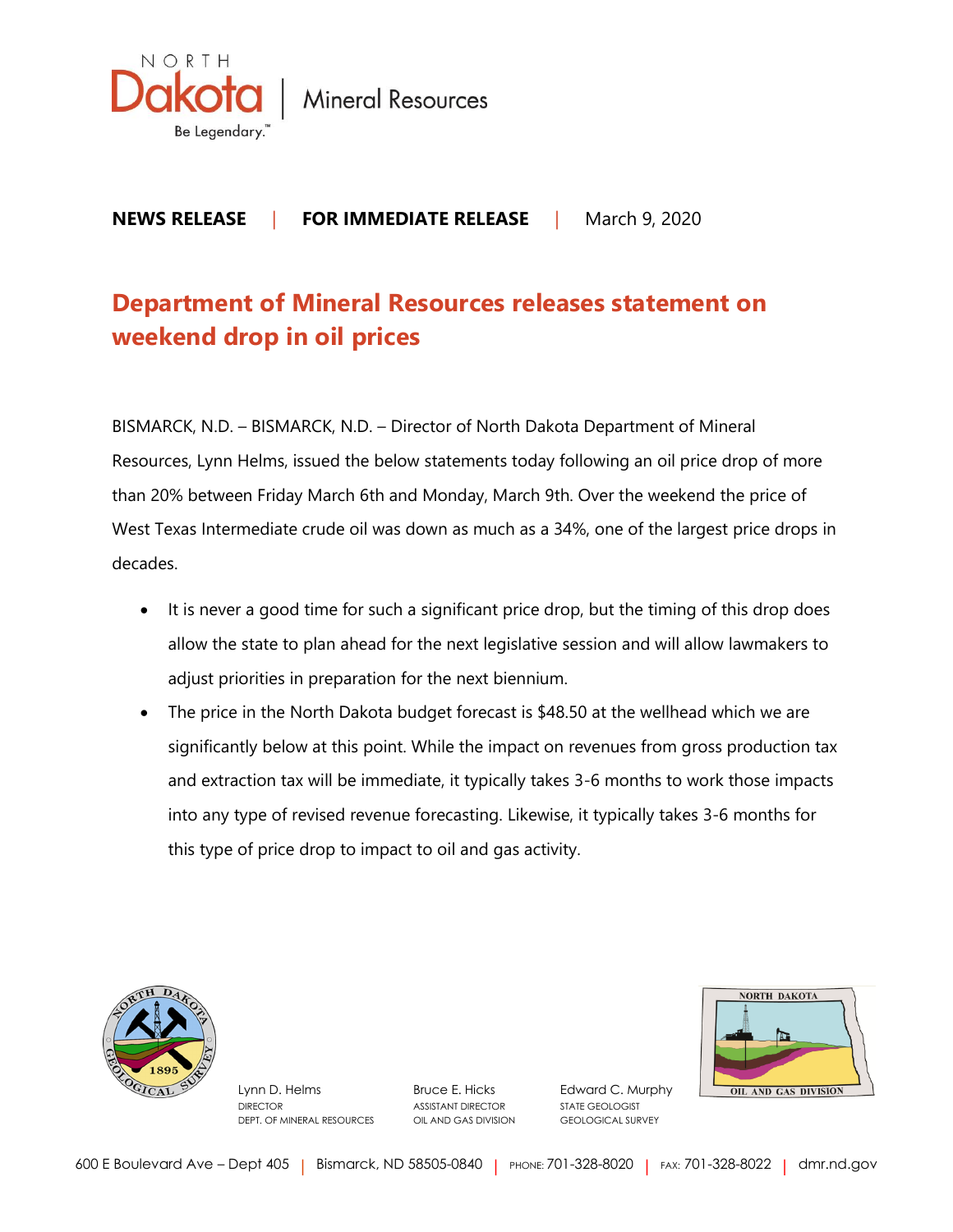North Dakota | Mineral Resources

Be Legendary.™

**NEWS RELEASE** | **FOR IMMEDIATE RELEASE** | March 9, 2020

# Department of Mineral Resources releases statement on weekend drop in oil prices

BISMARCK, N.D. – BISMARCK, N.D. – Director of North Dakota Department of Mineral Resources, Lynn Helms, issued the below statements today following an oil price drop of more than 20% between Friday March 6th and Monday, March 9th. Over the weekend the price of West Texas Intermediate crude oil was down as much as a 34%, one of the largest price drops in decades.

- It is never a good time for such a significant price drop, but the timing of this drop does allow the state to plan ahead for the next legislative session and will allow lawmakers to adjust priorities in preparation for the next biennium.
- The price in the North Dakota budget forecast is $48.50 at the wellhead which we are significantly below at this point. While the impact on revenues from gross production tax and extraction tax will be immediate, it typically takes 3-6 months to work those impacts into any type of revised revenue forecasting. Likewise, it typically takes 3-6 months for this type of price drop to impact to oil and gas activity.

Lynn D. Helms
DIRECTOR
DEPT. OF MINERAL RESOURCES

Bruce E. Hicks
ASSISTANT DIRECTOR
OIL AND GAS DIVISION

Edward C. Murphy
STATE GEOLOGIST
GEOLOGICAL SURVEY

600 E Boulevard Ave – Dept 405 | Bismarck, ND 58505-0840 | PHONE: 701-328-8020 | FAX: 701-328-8022 | dmr.nd.gov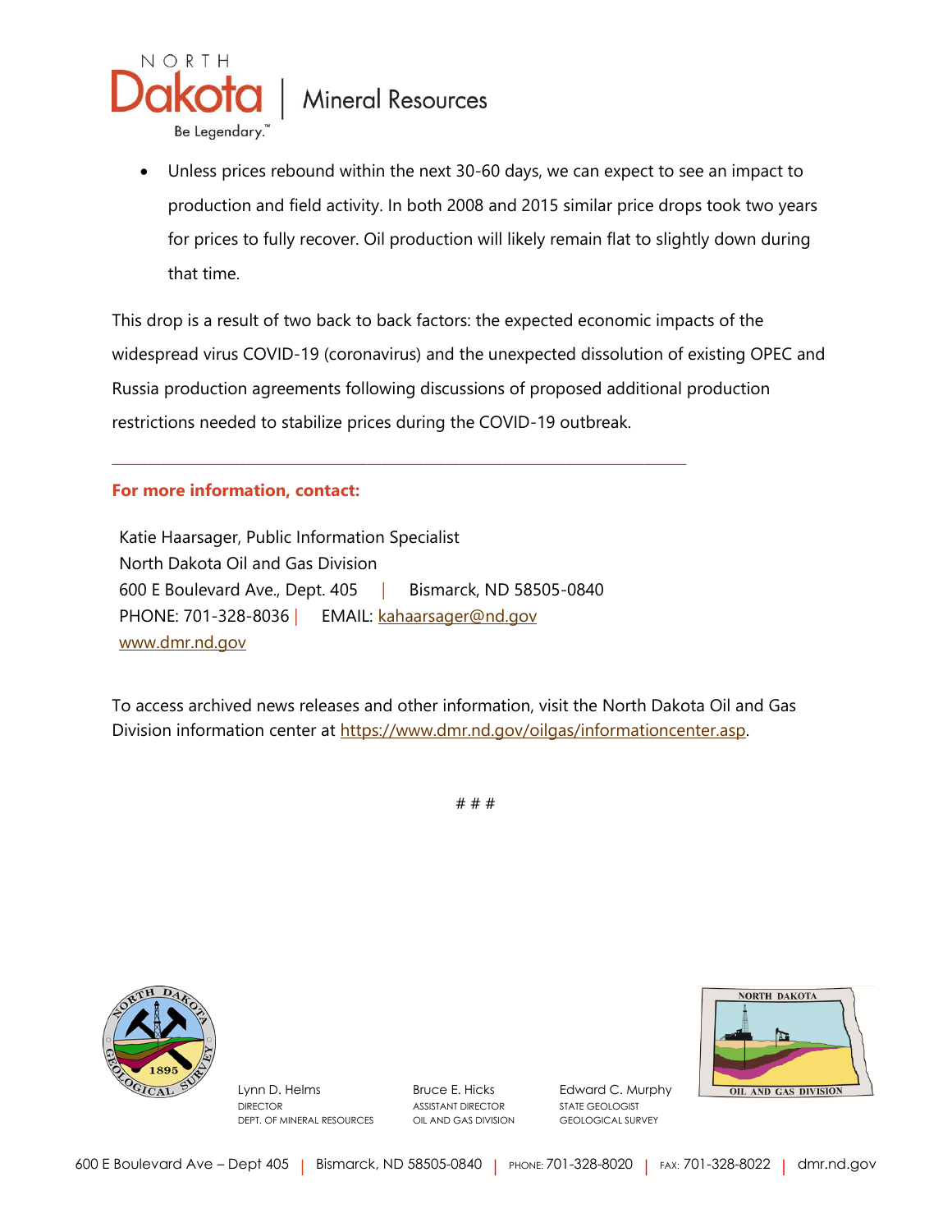- Unless prices rebound within the next 30-60 days, we can expect to see an impact to production and field activity. In both 2008 and 2015 similar price drops took two years for prices to fully recover. Oil production will likely remain flat to slightly down during that time.

This drop is a result of two back to back factors: the expected economic impacts of the widespread virus COVID-19 (coronavirus) and the unexpected dissolution of existing OPEC and Russia production agreements following discussions of proposed additional production restrictions needed to stabilize prices during the COVID-19 outbreak.

---

**For more information, contact:**

Katie Haarsager, Public Information Specialist
North Dakota Oil and Gas Division
600 E Boulevard Ave., Dept. 405 | Bismarck, ND 58505-0840
PHONE: 701-328-8036 | EMAIL: kahaarsager@nd.gov
www.dmr.nd.gov

To access archived news releases and other information, visit the North Dakota Oil and Gas Division information center at https://www.dmr.nd.gov/oilgas/informationcenter.asp.

# # #